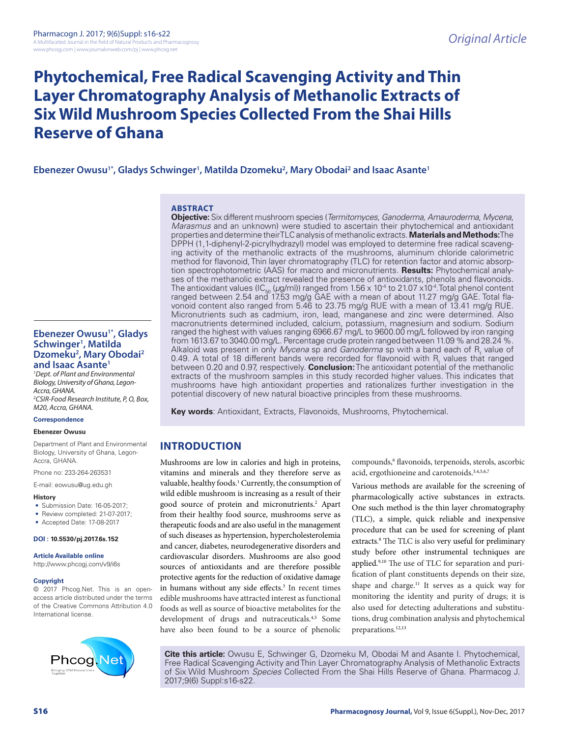Original Article

# Phytochemical, Free Radical Scavenging Activity and Thin Layer Chromatography Analysis of Methanolic Extracts of Six Wild Mushroom Species Collected From the Shai Hills Reserve of Ghana

**Ebenezer Owusu[1*], Gladys Schwinger[1], Matilda Dzomeku[2], Mary Obodai[2] and Isaac Asante[1]**

## ABSTRACT

**Objective:** Six different mushroom species (*Termitomyces*, *Ganoderma*, *Amauroderma*, *Mycena*, *Marasmus* and an unknown) were studied to ascertain their phytochemical and antioxidant properties and determine their TLC analysis of methanolic extracts. **Materials and Methods:** The DPPH (1,1-diphenyl-2-picrylhydrazyl) model was employed to determine free radical scavenging activity of the methanolic extracts of the mushrooms, aluminum chloride calorimetric method for flavonoid, Thin layer chromatography (TLC) for retention factor and atomic absorption spectrophotometric (AAS) for macro and micronutrients. **Results:** Phytochemical analyses of the methanolic extract revealed the presence of antioxidants, phenols and flavonoids. The antioxidant values ($IC_{50}$ ($\mu$g/ml)) ranged from $1.56 \times 10^{-4}$ to $21.07 \times 10^{-4}$. Total phenol content ranged between 2.54 and 17.53 mg/g GAE with a mean of about 11.27 mg/g GAE. Total flavonoid content also ranged from 5.46 to 23.75 mg/g RUE with a mean of 13.41 mg/g RUE. Micronutrients such as cadmium, iron, lead, manganese and zinc were determined. Also macronutrients determined included, calcium, potassium, magnesium and sodium. Sodium ranged the highest with values ranging 6966.67 mg/L to 9600.00 mg/L followed by iron ranging from 1613.67 to 3040.00 mg/L. Percentage crude protein ranged between 11.09 % and 28.24 %. Alkaloid was present in only *Mycena* sp and *Ganoderma* sp with a band each of $R_f$ value of 0.49. A total of 18 different bands were recorded for flavonoid with $R_f$ values that ranged between 0.20 and 0.97, respectively. **Conclusion:** The antioxidant potential of the methanolic extracts of the mushroom samples in this study recorded higher values. This indicates that mushrooms have high antioxidant properties and rationalizes further investigation in the potential discovery of new natural bioactive principles from these mushrooms.

**Key words**: Antioxidant, Extracts, Flavonoids, Mushrooms, Phytochemical.

**Ebenezer Owusu[1*], Gladys Schwinger[1], Matilda Dzomeku[2], Mary Obodai[2] and Isaac Asante[1]**

[1]Dept. of Plant and Environmental Biology, University of Ghana, Legon-Accra, GHANA.
[2]CSIR-Food Research Institute, P, O, Box, M20, Accra, GHANA.

**Correspondence**

**Ebenezer Owusu**

Department of Plant and Environmental Biology, University of Ghana, Legon-Accra, GHANA.

Phone no: 233-264-263531

E-mail: eowusu@ug.edu.gh

**History**

- Submission Date: 16-05-2017;
- Review completed: 21-07-2017;
- Accepted Date: 17-08-2017

**DOI : 10.5530/pj.2017.6s.152**

**Article Available online**
http://www.phcogj.com/v9/i6s

**Copyright**
© 2017 Phcog.Net. This is an open-access article distributed under the terms of the Creative Commons Attribution 4.0 International license.

## INTRODUCTION

Mushrooms are low in calories and high in proteins, vitamins and minerals and they therefore serve as valuable, healthy foods.[1] Currently, the consumption of wild edible mushroom is increasing as a result of their good source of protein and micronutrients.[2] Apart from their healthy food source, mushrooms serve as therapeutic foods and are also useful in the management of such diseases as hypertension, hypercholesterolemia and cancer, diabetes, neurodegenerative disorders and cardiovascular disorders. Mushrooms are also good sources of antioxidants and are therefore possible protective agents for the reduction of oxidative damage in humans without any side effects.[3] In recent times edible mushrooms have attracted interest as functional foods as well as source of bioactive metabolites for the development of drugs and nutraceuticals.[4,5] Some have also been found to be a source of phenolic compounds,[6] flavonoids, terpenoids, sterols, ascorbic acid, ergothioneine and carotenoids.[3,4,5,6,7]

Various methods are available for the screening of pharmacologically active substances in extracts. One such method is the thin layer chromatography (TLC), a simple, quick reliable and inexpensive procedure that can be used for screening of plant extracts.[8] The TLC is also very useful for preliminary study before other instrumental techniques are applied.[9,10] The use of TLC for separation and purification of plant constituents depends on their size, shape and charge.[11] It serves as a quick way for monitoring the identity and purity of drugs; it is also used for detecting adulterations and substitutions, drug combination analysis and phytochemical preparations.[12,13]

**Cite this article:** Owusu E, Schwinger G, Dzomeku M, Obodai M and Asante I. Phytochemical, Free Radical Scavenging Activity and Thin Layer Chromatography Analysis of Methanolic Extracts of Six Wild Mushroom *Species* Collected From the Shai Hills Reserve of Ghana. Pharmacog J. 2017;9(6) Suppl:s16-s22.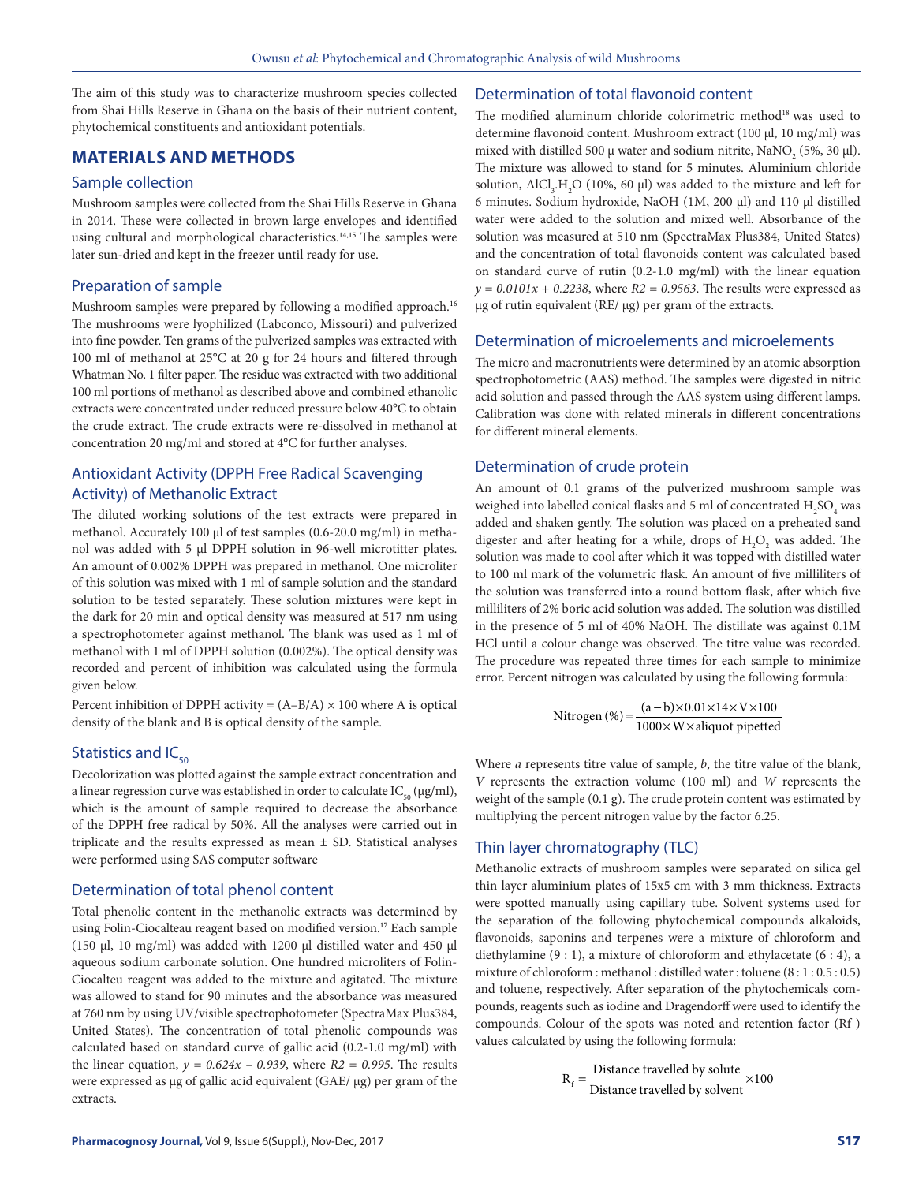The aim of this study was to characterize mushroom species collected from Shai Hills Reserve in Ghana on the basis of their nutrient content, phytochemical constituents and antioxidant potentials.

## MATERIALS AND METHODS

### Sample collection

Mushroom samples were collected from the Shai Hills Reserve in Ghana in 2014. These were collected in brown large envelopes and identified using cultural and morphological characteristics.[14,15] The samples were later sun-dried and kept in the freezer until ready for use.

### Preparation of sample

Mushroom samples were prepared by following a modified approach.[16] The mushrooms were lyophilized (Labconco, Missouri) and pulverized into fine powder. Ten grams of the pulverized samples was extracted with 100 ml of methanol at 25°C at 20 g for 24 hours and filtered through Whatman No. 1 filter paper. The residue was extracted with two additional 100 ml portions of methanol as described above and combined ethanolic extracts were concentrated under reduced pressure below 40°C to obtain the crude extract. The crude extracts were re-dissolved in methanol at concentration 20 mg/ml and stored at 4°C for further analyses.

### Antioxidant Activity (DPPH Free Radical Scavenging Activity) of Methanolic Extract

The diluted working solutions of the test extracts were prepared in methanol. Accurately 100 µl of test samples (0.6-20.0 mg/ml) in methanol was added with 5 µl DPPH solution in 96-well microtitter plates. An amount of 0.002% DPPH was prepared in methanol. One microliter of this solution was mixed with 1 ml of sample solution and the standard solution to be tested separately. These solution mixtures were kept in the dark for 20 min and optical density was measured at 517 nm using a spectrophotometer against methanol. The blank was used as 1 ml of methanol with 1 ml of DPPH solution (0.002%). The optical density was recorded and percent of inhibition was calculated using the formula given below.

Percent inhibition of DPPH activity = (A–B/A) × 100 where A is optical density of the blank and B is optical density of the sample.

### Statistics and $IC_{50}$

Decolorization was plotted against the sample extract concentration and a linear regression curve was established in order to calculate $IC_{50}$ (µg/ml), which is the amount of sample required to decrease the absorbance of the DPPH free radical by 50%. All the analyses were carried out in triplicate and the results expressed as mean ± SD. Statistical analyses were performed using SAS computer software

### Determination of total phenol content

Total phenolic content in the methanolic extracts was determined by using Folin-Ciocalteau reagent based on modified version.[17] Each sample (150 µl, 10 mg/ml) was added with 1200 µl distilled water and 450 µl aqueous sodium carbonate solution. One hundred microliters of Folin-Ciocalteu reagent was added to the mixture and agitated. The mixture was allowed to stand for 90 minutes and the absorbance was measured at 760 nm by using UV/visible spectrophotometer (SpectraMax Plus384, United States). The concentration of total phenolic compounds was calculated based on standard curve of gallic acid (0.2-1.0 mg/ml) with the linear equation, $y = 0.624x - 0.939$, where $R2 = 0.995$. The results were expressed as µg of gallic acid equivalent (GAE/ µg) per gram of the extracts.

### Determination of total flavonoid content

The modified aluminum chloride colorimetric method[18] was used to determine flavonoid content. Mushroom extract (100 µl, 10 mg/ml) was mixed with distilled 500 µ water and sodium nitrite, $NaNO_2$ (5%, 30 µl). The mixture was allowed to stand for 5 minutes. Aluminium chloride solution, $AlCl_3.H_2O$ (10%, 60 µl) was added to the mixture and left for 6 minutes. Sodium hydroxide, NaOH (1M, 200 µl) and 110 µl distilled water were added to the solution and mixed well. Absorbance of the solution was measured at 510 nm (SpectraMax Plus384, United States) and the concentration of total flavonoids content was calculated based on standard curve of rutin (0.2-1.0 mg/ml) with the linear equation $y = 0.0101x + 0.2238$, where $R2 = 0.9563$. The results were expressed as µg of rutin equivalent (RE/ µg) per gram of the extracts.

### Determination of microelements and microelements

The micro and macronutrients were determined by an atomic absorption spectrophotometric (AAS) method. The samples were digested in nitric acid solution and passed through the AAS system using different lamps. Calibration was done with related minerals in different concentrations for different mineral elements.

### Determination of crude protein

An amount of 0.1 grams of the pulverized mushroom sample was weighed into labelled conical flasks and 5 ml of concentrated $H_2SO_4$ was added and shaken gently. The solution was placed on a preheated sand digester and after heating for a while, drops of $H_2O_2$ was added. The solution was made to cool after which it was topped with distilled water to 100 ml mark of the volumetric flask. An amount of five milliliters of the solution was transferred into a round bottom flask, after which five milliliters of 2% boric acid solution was added. The solution was distilled in the presence of 5 ml of 40% NaOH. The distillate was against 0.1M HCl until a colour change was observed. The titre value was recorded. The procedure was repeated three times for each sample to minimize error. Percent nitrogen was calculated by using the following formula:

$$\text{Nitrogen (\%)} = \frac{(a-b)\times 0.01\times 14\times V\times 100}{1000\times W\times \text{aliquot pipetted}}$$

Where $a$ represents titre value of sample, $b$, the titre value of the blank, $V$ represents the extraction volume (100 ml) and $W$ represents the weight of the sample (0.1 g). The crude protein content was estimated by multiplying the percent nitrogen value by the factor 6.25.

### Thin layer chromatography (TLC)

Methanolic extracts of mushroom samples were separated on silica gel thin layer aluminium plates of 15x5 cm with 3 mm thickness. Extracts were spotted manually using capillary tube. Solvent systems used for the separation of the following phytochemical compounds alkaloids, flavonoids, saponins and terpenes were a mixture of chloroform and diethylamine (9 : 1), a mixture of chloroform and ethylacetate (6 : 4), a mixture of chloroform : methanol : distilled water : toluene (8 : 1 : 0.5 : 0.5) and toluene, respectively. After separation of the phytochemicals compounds, reagents such as iodine and Dragendorff were used to identify the compounds. Colour of the spots was noted and retention factor (Rf ) values calculated by using the following formula:

$$R_f = \frac{\text{Distance travelled by solute}}{\text{Distance travelled by solvent}}\times 100$$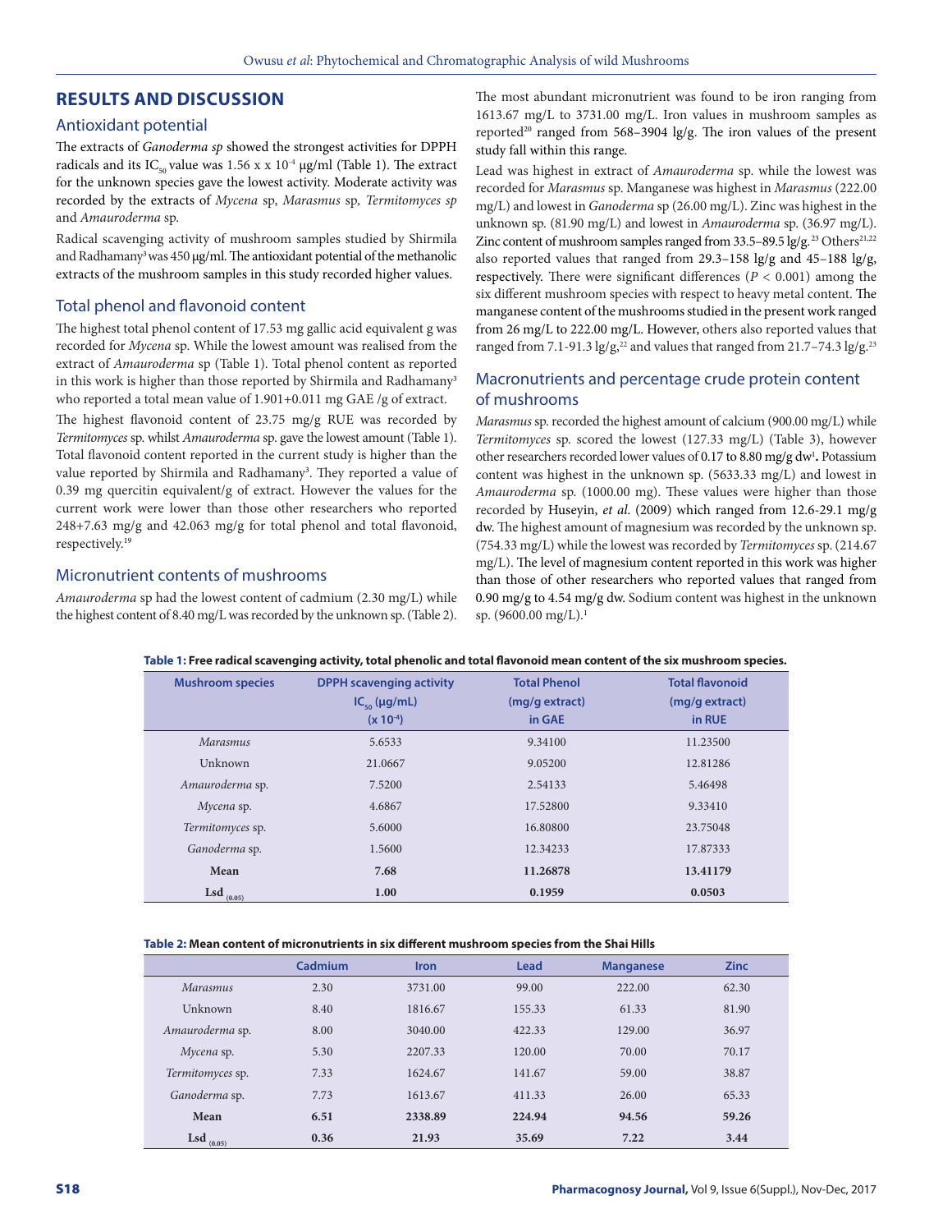## RESULTS AND DISCUSSION

### Antioxidant potential

The extracts of *Ganoderma sp* showed the strongest activities for DPPH radicals and its $IC_{50}$ value was 1.56 x x $10^{-4}$ μg/ml (Table 1). The extract for the unknown species gave the lowest activity. Moderate activity was recorded by the extracts of *Mycena* sp, *Marasmus* sp, *Termitomyces sp* and *Amauroderma* sp.

Radical scavenging activity of mushroom samples studied by Shirmila and Radhamany[3] was 450 μg/ml. The antioxidant potential of the methanolic extracts of the mushroom samples in this study recorded higher values.

### Total phenol and flavonoid content

The highest total phenol content of 17.53 mg gallic acid equivalent g was recorded for *Mycena* sp. While the lowest amount was realised from the extract of *Amauroderma* sp (Table 1). Total phenol content as reported in this work is higher than those reported by Shirmila and Radhamany[3] who reported a total mean value of 1.901+0.011 mg GAE /g of extract.

The highest flavonoid content of 23.75 mg/g RUE was recorded by *Termitomyces* sp. whilst *Amauroderma* sp. gave the lowest amount (Table 1). Total flavonoid content reported in the current study is higher than the value reported by Shirmila and Radhamany[3]. They reported a value of 0.39 mg quercitin equivalent/g of extract. However the values for the current work were lower than those other researchers who reported 248+7.63 mg/g and 42.063 mg/g for total phenol and total flavonoid, respectively.[19]

### Micronutrient contents of mushrooms

*Amauroderma* sp had the lowest content of cadmium (2.30 mg/L) while the highest content of 8.40 mg/L was recorded by the unknown sp. (Table 2). The most abundant micronutrient was found to be iron ranging from 1613.67 mg/L to 3731.00 mg/L. Iron values in mushroom samples as reported[20] ranged from 568–3904 lg/g. The iron values of the present study fall within this range.

Lead was highest in extract of *Amauroderma* sp. while the lowest was recorded for *Marasmus* sp. Manganese was highest in *Marasmus* (222.00 mg/L) and lowest in *Ganoderma* sp (26.00 mg/L). Zinc was highest in the unknown sp. (81.90 mg/L) and lowest in *Amauroderma* sp. (36.97 mg/L). Zinc content of mushroom samples ranged from 33.5–89.5 lg/g.[23] Others[21,22] also reported values that ranged from 29.3–158 lg/g and 45–188 lg/g, respectively. There were significant differences ($P < 0.001$) among the six different mushroom species with respect to heavy metal content. The manganese content of the mushrooms studied in the present work ranged from 26 mg/L to 222.00 mg/L. However, others also reported values that ranged from 7.1-91.3 lg/g,[22] and values that ranged from 21.7–74.3 lg/g.[23]

### Macronutrients and percentage crude protein content of mushrooms

*Marasmus* sp. recorded the highest amount of calcium (900.00 mg/L) while *Termitomyces* sp. scored the lowest (127.33 mg/L) (Table 3), however other researchers recorded lower values of 0.17 to 8.80 mg/g dw[1]. Potassium content was highest in the unknown sp. (5633.33 mg/L) and lowest in *Amauroderma* sp. (1000.00 mg). These values were higher than those recorded by Huseyin, *et al*. (2009) which ranged from 12.6-29.1 mg/g dw. The highest amount of magnesium was recorded by the unknown sp. (754.33 mg/L) while the lowest was recorded by *Termitomyces* sp. (214.67 mg/L). The level of magnesium content reported in this work was higher than those of other researchers who reported values that ranged from 0.90 mg/g to 4.54 mg/g dw. Sodium content was highest in the unknown sp. (9600.00 mg/L).[1]

**Table 1: Free radical scavenging activity, total phenolic and total flavonoid mean content of the six mushroom species.**

| Mushroom species | DPPH scavenging activity $IC_{50}$ (μg/mL) (x $10^{-4}$) | Total Phenol (mg/g extract) in GAE | Total flavonoid (mg/g extract) in RUE |
|---|---|---|---|
| *Marasmus* | 5.6533 | 9.34100 | 11.23500 |
| Unknown | 21.0667 | 9.05200 | 12.81286 |
| *Amauroderma* sp. | 7.5200 | 2.54133 | 5.46498 |
| *Mycena* sp. | 4.6867 | 17.52800 | 9.33410 |
| *Termitomyces* sp. | 5.6000 | 16.80800 | 23.75048 |
| *Ganoderma* sp. | 1.5600 | 12.34233 | 17.87333 |
| **Mean** | **7.68** | **11.26878** | **13.41179** |
| **$Lsd_{(0.05)}$** | **1.00** | **0.1959** | **0.0503** |

**Table 2: Mean content of micronutrients in six different mushroom species from the Shai Hills**

| | Cadmium | Iron | Lead | Manganese | Zinc |
|---|---|---|---|---|---|
| *Marasmus* | 2.30 | 3731.00 | 99.00 | 222.00 | 62.30 |
| Unknown | 8.40 | 1816.67 | 155.33 | 61.33 | 81.90 |
| *Amauroderma* sp. | 8.00 | 3040.00 | 422.33 | 129.00 | 36.97 |
| *Mycena* sp. | 5.30 | 2207.33 | 120.00 | 70.00 | 70.17 |
| *Termitomyces* sp. | 7.33 | 1624.67 | 141.67 | 59.00 | 38.87 |
| *Ganoderma* sp. | 7.73 | 1613.67 | 411.33 | 26.00 | 65.33 |
| **Mean** | **6.51** | **2338.89** | **224.94** | **94.56** | **59.26** |
| **$Lsd_{(0.05)}$** | **0.36** | **21.93** | **35.69** | **7.22** | **3.44** |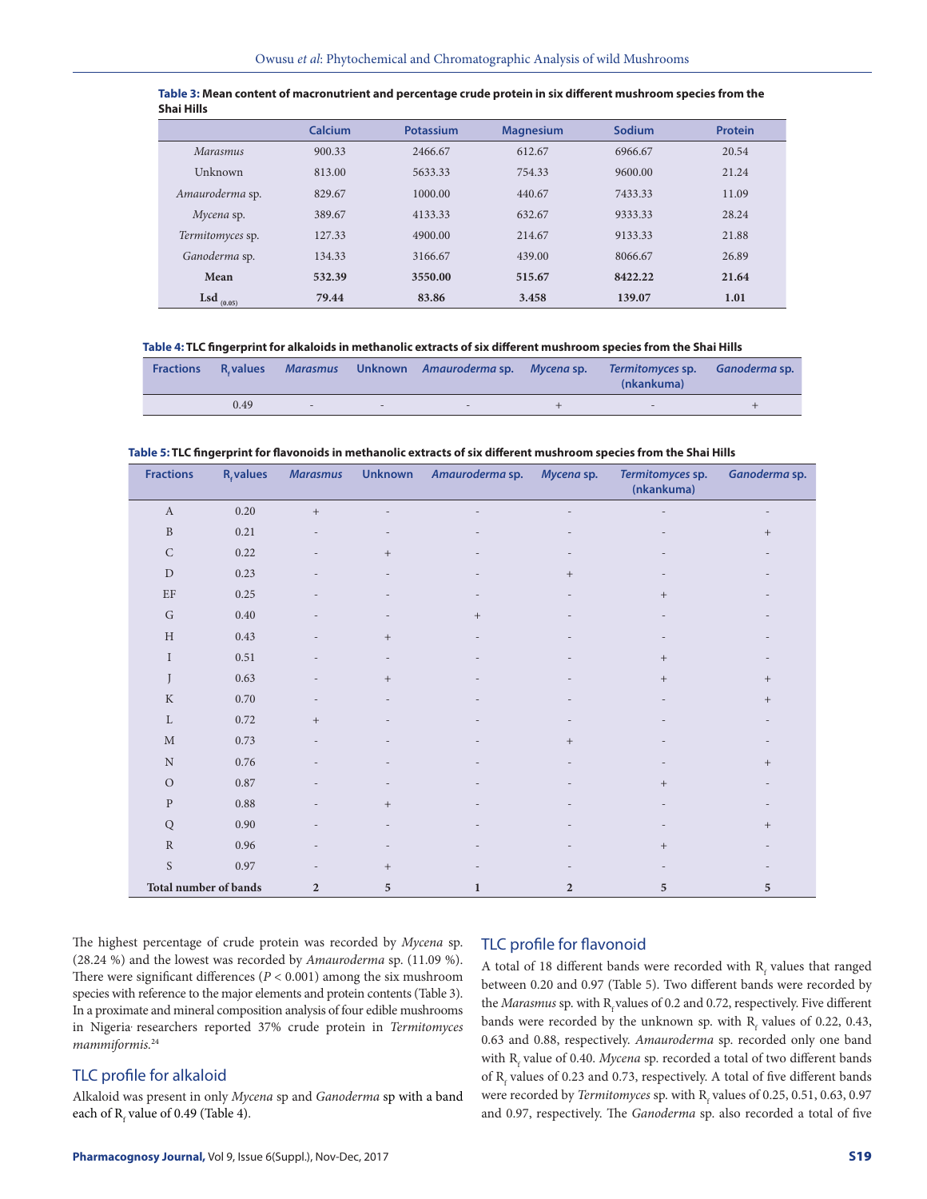**Table 3:** Mean content of macronutrient and percentage crude protein in six different mushroom species from the Shai Hills

| | Calcium | Potassium | Magnesium | Sodium | Protein |
|---|---|---|---|---|---|
| *Marasmus* | 900.33 | 2466.67 | 612.67 | 6966.67 | 20.54 |
| Unknown | 813.00 | 5633.33 | 754.33 | 9600.00 | 21.24 |
| *Amauroderma* sp. | 829.67 | 1000.00 | 440.67 | 7433.33 | 11.09 |
| *Mycena* sp. | 389.67 | 4133.33 | 632.67 | 9333.33 | 28.24 |
| *Termitomyces* sp. | 127.33 | 4900.00 | 214.67 | 9133.33 | 21.88 |
| *Ganoderma* sp. | 134.33 | 3166.67 | 439.00 | 8066.67 | 26.89 |
| **Mean** | **532.39** | **3550.00** | **515.67** | **8422.22** | **21.64** |
| **Lsd $_{(0.05)}$** | **79.44** | **83.86** | **3.458** | **139.07** | **1.01** |

**Table 4:** TLC fingerprint for alkaloids in methanolic extracts of six different mushroom species from the Shai Hills

| Fractions | $R_f$ values | *Marasmus* | Unknown | *Amauroderma* sp. | *Mycena* sp. | *Termitomyces* sp. (nkankuma) | *Ganoderma* sp. |
|---|---|---|---|---|---|---|---|
| | 0.49 | - | - | - | + | - | + |

**Table 5:** TLC fingerprint for flavonoids in methanolic extracts of six different mushroom species from the Shai Hills

| Fractions | $R_f$ values | *Marasmus* | Unknown | *Amauroderma* sp. | *Mycena* sp. | *Termitomyces* sp. (nkankuma) | *Ganoderma* sp. |
|---|---|---|---|---|---|---|---|
| A | 0.20 | + | - | - | - | - | - |
| B | 0.21 | - | - | - | - | - | + |
| C | 0.22 | - | + | - | - | - | - |
| D | 0.23 | - | - | - | + | - | - |
| EF | 0.25 | - | - | - | - | + | - |
| G | 0.40 | - | - | + | - | - | - |
| H | 0.43 | - | + | - | - | - | - |
| I | 0.51 | - | - | - | - | + | - |
| J | 0.63 | - | + | - | - | + | + |
| K | 0.70 | - | - | - | - | - | + |
| L | 0.72 | + | - | - | - | - | - |
| M | 0.73 | - | - | - | + | - | - |
| N | 0.76 | - | - | - | - | - | + |
| O | 0.87 | - | - | - | - | + | - |
| P | 0.88 | - | + | - | - | - | - |
| Q | 0.90 | - | - | - | - | - | + |
| R | 0.96 | - | - | - | - | + | - |
| S | 0.97 | - | + | - | - | - | - |
| **Total number of bands** | | **2** | **5** | **1** | **2** | **5** | **5** |

The highest percentage of crude protein was recorded by *Mycena* sp. (28.24 %) and the lowest was recorded by *Amauroderma* sp. (11.09 %). There were significant differences ($P < 0.001$) among the six mushroom species with reference to the major elements and protein contents (Table 3). In a proximate and mineral composition analysis of four edible mushrooms in Nigeria researchers reported 37% crude protein in *Termitomyces mammiformis*.[24]

## TLC profile for alkaloid

Alkaloid was present in only *Mycena* sp and *Ganoderma* sp with a band each of $R_f$ value of 0.49 (Table 4).

## TLC profile for flavonoid

A total of 18 different bands were recorded with $R_f$ values that ranged between 0.20 and 0.97 (Table 5). Two different bands were recorded by the *Marasmus* sp. with $R_f$ values of 0.2 and 0.72, respectively. Five different bands were recorded by the unknown sp. with $R_f$ values of 0.22, 0.43, 0.63 and 0.88, respectively. *Amauroderma* sp. recorded only one band with $R_f$ value of 0.40. *Mycena* sp. recorded a total of two different bands of $R_f$ values of 0.23 and 0.73, respectively. A total of five different bands were recorded by *Termitomyces* sp. with $R_f$ values of 0.25, 0.51, 0.63, 0.97 and 0.97, respectively. The *Ganoderma* sp. also recorded a total of five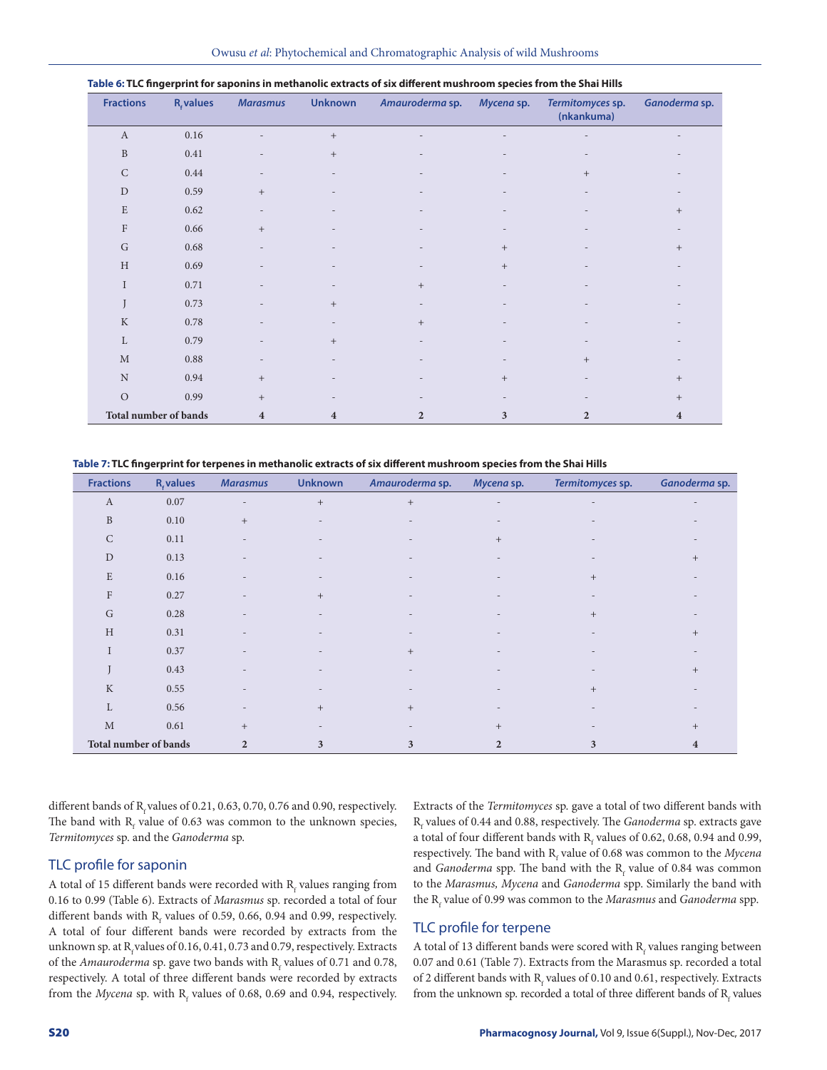**Table 6: TLC fingerprint for saponins in methanolic extracts of six different mushroom species from the Shai Hills**

| Fractions | $R_f$ values | *Marasmus* | Unknown | *Amauroderma* sp. | *Mycena* sp. | *Termitomyces* sp. (nkankuma) | *Ganoderma* sp. |
|---|---|---|---|---|---|---|---|
| A | 0.16 | - | + | - | - | - | - |
| B | 0.41 | - | + | - | - | - | - |
| C | 0.44 | - | - | - | - | + | - |
| D | 0.59 | + | - | - | - | - | - |
| E | 0.62 | - | - | - | - | - | + |
| F | 0.66 | + | - | - | - | - | - |
| G | 0.68 | - | - | - | + | - | + |
| H | 0.69 | - | - | - | + | - | - |
| I | 0.71 | - | - | + | - | - | - |
| J | 0.73 | - | + | - | - | - | - |
| K | 0.78 | - | - | + | - | - | - |
| L | 0.79 | - | + | - | - | - | - |
| M | 0.88 | - | - | - | - | + | - |
| N | 0.94 | + | - | - | + | - | + |
| O | 0.99 | + | - | - | - | - | + |
| Total number of bands | | 4 | 4 | 2 | 3 | 2 | 4 |

**Table 7: TLC fingerprint for terpenes in methanolic extracts of six different mushroom species from the Shai Hills**

| Fractions | $R_f$ values | *Marasmus* | Unknown | *Amauroderma* sp. | *Mycena* sp. | *Termitomyces* sp. | *Ganoderma* sp. |
|---|---|---|---|---|---|---|---|
| A | 0.07 | - | + | + | - | - | - |
| B | 0.10 | + | - | - | - | - | - |
| C | 0.11 | - | - | - | + | - | - |
| D | 0.13 | - | - | - | - | - | + |
| E | 0.16 | - | - | - | - | + | - |
| F | 0.27 | - | + | - | - | - | - |
| G | 0.28 | - | - | - | - | + | - |
| H | 0.31 | - | - | - | - | - | + |
| I | 0.37 | - | - | + | - | - | - |
| J | 0.43 | - | - | - | - | - | + |
| K | 0.55 | - | - | - | - | + | - |
| L | 0.56 | - | + | + | - | - | - |
| M | 0.61 | + | - | - | + | - | + |
| Total number of bands | | 2 | 3 | 3 | 2 | 3 | 4 |

different bands of $R_f$ values of 0.21, 0.63, 0.70, 0.76 and 0.90, respectively. The band with $R_f$ value of 0.63 was common to the unknown species, *Termitomyces* sp. and the *Ganoderma* sp.

## TLC profile for saponin

A total of 15 different bands were recorded with $R_f$ values ranging from 0.16 to 0.99 (Table 6). Extracts of *Marasmus* sp. recorded a total of four different bands with $R_f$ values of 0.59, 0.66, 0.94 and 0.99, respectively. A total of four different bands were recorded by extracts from the unknown sp. at $R_f$ values of 0.16, 0.41, 0.73 and 0.79, respectively. Extracts of the *Amauroderma* sp. gave two bands with $R_f$ values of 0.71 and 0.78, respectively. A total of three different bands were recorded by extracts from the *Mycena* sp. with $R_f$ values of 0.68, 0.69 and 0.94, respectively. Extracts of the *Termitomyces* sp. gave a total of two different bands with $R_f$ values of 0.44 and 0.88, respectively. The *Ganoderma* sp. extracts gave a total of four different bands with $R_f$ values of 0.62, 0.68, 0.94 and 0.99, respectively. The band with $R_f$ value of 0.68 was common to the *Mycena* and *Ganoderma* spp. The band with the $R_f$ value of 0.84 was common to the *Marasmus, Mycena* and *Ganoderma* spp. Similarly the band with the $R_f$ value of 0.99 was common to the *Marasmus* and *Ganoderma* spp.

## TLC profile for terpene

A total of 13 different bands were scored with $R_f$ values ranging between 0.07 and 0.61 (Table 7). Extracts from the Marasmus sp. recorded a total of 2 different bands with $R_f$ values of 0.10 and 0.61, respectively. Extracts from the unknown sp. recorded a total of three different bands of $R_f$ values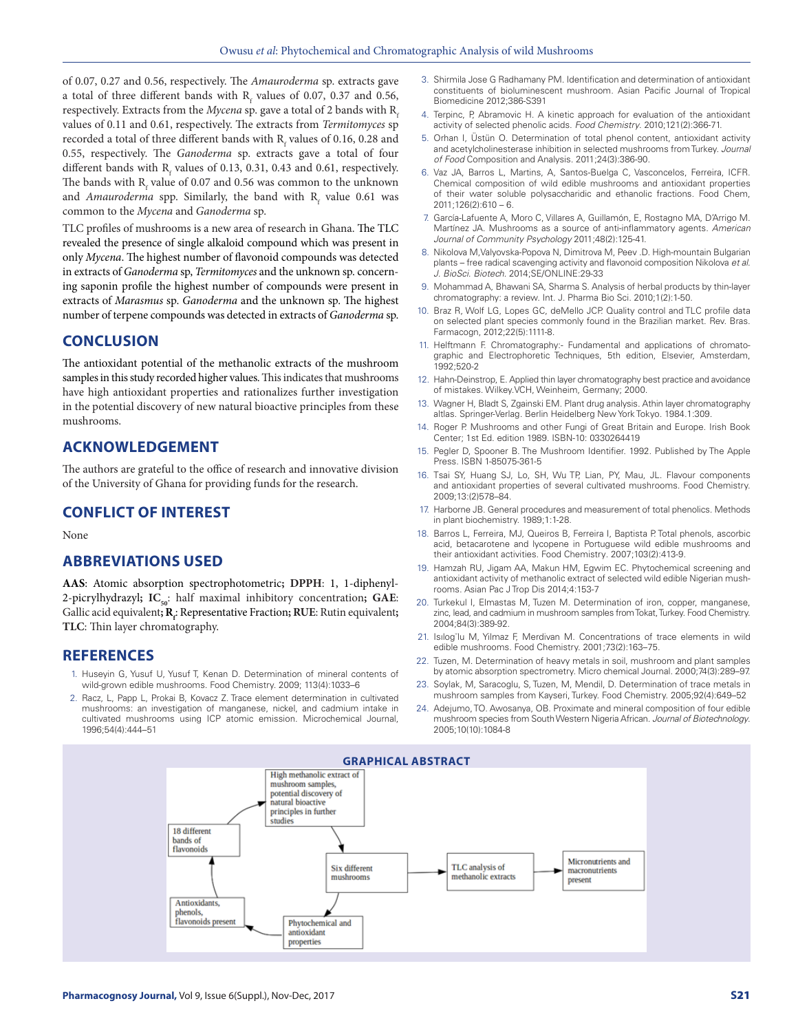of 0.07, 0.27 and 0.56, respectively. The *Amauroderma* sp. extracts gave a total of three different bands with $R_f$ values of 0.07, 0.37 and 0.56, respectively. Extracts from the *Mycena* sp. gave a total of 2 bands with $R_f$ values of 0.11 and 0.61, respectively. The extracts from *Termitomyces* sp recorded a total of three different bands with $R_f$ values of 0.16, 0.28 and 0.55, respectively. The *Ganoderma* sp. extracts gave a total of four different bands with $R_f$ values of 0.13, 0.31, 0.43 and 0.61, respectively. The bands with $R_f$ value of 0.07 and 0.56 was common to the unknown and *Amauroderma* spp. Similarly, the band with $R_f$ value 0.61 was common to the *Mycena* and *Ganoderma* sp.

TLC profiles of mushrooms is a new area of research in Ghana. The TLC revealed the presence of single alkaloid compound which was present in only *Mycena*. The highest number of flavonoid compounds was detected in extracts of *Ganoderma* sp, *Termitomyces* and the unknown sp. concerning saponin profile the highest number of compounds were present in extracts of *Marasmus* sp. *Ganoderma* and the unknown sp. The highest number of terpene compounds was detected in extracts of *Ganoderma* sp.

## CONCLUSION

The antioxidant potential of the methanolic extracts of the mushroom samples in this study recorded higher values. This indicates that mushrooms have high antioxidant properties and rationalizes further investigation in the potential discovery of new natural bioactive principles from these mushrooms.

## ACKNOWLEDGEMENT

The authors are grateful to the office of research and innovative division of the University of Ghana for providing funds for the research.

## CONFLICT OF INTEREST

None

## ABBREVIATIONS USED

**AAS**: Atomic absorption spectrophotometric**; DPPH**: 1, 1-diphenyl-2-picrylhydrazyl**; $IC_{50}$**: half maximal inhibitory concentration**; GAE**: Gallic acid equivalent**; $R_f$**: Representative Fraction**; RUE**: Rutin equivalent**; TLC**: Thin layer chromatography.

## REFERENCES

1. Huseyin G, Yusuf U, Yusuf T, Kenan D. Determination of mineral contents of wild-grown edible mushrooms. Food Chemistry. 2009; 113(4):1033–6
2. Racz, L, Papp L, Prokai B, Kovacz Z. Trace element determination in cultivated mushrooms: an investigation of manganese, nickel, and cadmium intake in cultivated mushrooms using ICP atomic emission. Microchemical Journal, 1996;54(4):444–51
3. Shirmila Jose G Radhamany PM. Identification and determination of antioxidant constituents of bioluminescent mushroom. Asian Pacific Journal of Tropical Biomedicine 2012;386-S391
4. Terpinc, P, Abramovic H. A kinetic approach for evaluation of the antioxidant activity of selected phenolic acids. *Food Chemistry*. 2010;121(2):366-71.
5. Orhan I, Üstün O. Determination of total phenol content, antioxidant activity and acetylcholinesterase inhibition in selected mushrooms from Turkey. *Journal of Food* Composition and Analysis. 2011;24(3):386-90.
6. Vaz JA, Barros L, Martins, A, Santos-Buelga C, Vasconcelos, Ferreira, ICFR. Chemical composition of wild edible mushrooms and antioxidant properties of their water soluble polysaccharidic and ethanolic fractions. Food Chem, 2011;126(2):610 – 6.
7. García-Lafuente A, Moro C, Villares A, Guillamón, E, Rostagno MA, D'Arrigo M. Martínez JA. Mushrooms as a source of anti-inflammatory agents. *American Journal of Community Psychology* 2011;48(2):125-41.
8. Nikolova M,Valyovska-Popova N, Dimitrova M, Peev .D. High-mountain Bulgarian plants – free radical scavenging activity and flavonoid composition Nikolova *et al. J. BioSci. Biotech.* 2014;SE/ONLINE:29-33
9. Mohammad A, Bhawani SA, Sharma S. Analysis of herbal products by thin-layer chromatography: a review. Int. J. Pharma Bio Sci. 2010;1(2):1-50.
10. Braz R, Wolf LG, Lopes GC, deMello JCP. Quality control and TLC profile data on selected plant species commonly found in the Brazilian market. Rev. Bras. Farmacogn, 2012;22(5):1111-8.
11. Helftmann F. Chromatography:- Fundamental and applications of chromatographic and Electrophoretic Techniques, 5th edition, Elsevier, Amsterdam, 1992;520-2
12. Hahn-Deinstrop, E. Applied thin layer chromatography best practice and avoidance of mistakes. Wilkey.VCH, Weinheim, Germany; 2000.
13. Wagner H, Bladt S, Zgainski EM. Plant drug analysis. Athin layer chromatography altlas. Springer-Verlag. Berlin Heidelberg New York Tokyo. 1984.1:309.
14. Roger P. Mushrooms and other Fungi of Great Britain and Europe. Irish Book Center; 1st Ed. edition 1989. ISBN-10: 0330264419
15. Pegler D, Spooner B. The Mushroom Identifier. 1992. Published by The Apple Press. ISBN 1-85075-361-5
16. Tsai SY, Huang SJ, Lo, SH, Wu TP, Lian, PY, Mau, JL. Flavour components and antioxidant properties of several cultivated mushrooms. Food Chemistry. 2009;13:(2)578–84.
17. Harborne JB. General procedures and measurement of total phenolics. Methods in plant biochemistry. 1989;1:1-28.
18. Barros L, Ferreira, MJ, Queiros B, Ferreira I, Baptista P. Total phenols, ascorbic acid, betacarotene and lycopene in Portuguese wild edible mushrooms and their antioxidant activities. Food Chemistry. 2007;103(2):413-9.
19. Hamzah RU, Jigam AA, Makun HM, Egwim EC. Phytochemical screening and antioxidant activity of methanolic extract of selected wild edible Nigerian mushrooms. Asian Pac J Trop Dis 2014;4:153-7
20. Turkekul I, Elmastas M, Tuzen M. Determination of iron, copper, manganese, zinc, lead, and cadmium in mushroom samples from Tokat, Turkey. Food Chemistry. 2004;84(3):389-92.
21. Isılog˘lu M, Yilmaz F, Merdivan M. Concentrations of trace elements in wild edible mushrooms. Food Chemistry. 2001;73(2):163–75.
22. Tuzen, M. Determination of heavy metals in soil, mushroom and plant samples by atomic absorption spectrometry. Micro chemical Journal. 2000;74(3):289–97.
23. Soylak, M, Saracoglu, S, Tuzen, M, Mendil, D. Determination of trace metals in mushroom samples from Kayseri, Turkey. Food Chemistry. 2005;92(4):649–52
24. Adejumo, TO. Awosanya, OB. Proximate and mineral composition of four edible mushroom species from South Western Nigeria African. *Journal of Biotechnology*. 2005;10(10):1084-8

## GRAPHICAL ABSTRACT

Six different mushrooms → TLC analysis of methanolic extracts → Micronutrients and macronutrients present

Six different mushrooms → Phytochemical and antioxidant properties → Antioxidants, phenols, flavonoids present → 18 different bands of flavonoids → High methanolic extract of mushroom samples, potential discovery of natural bioactive principles in further studies → Six different mushrooms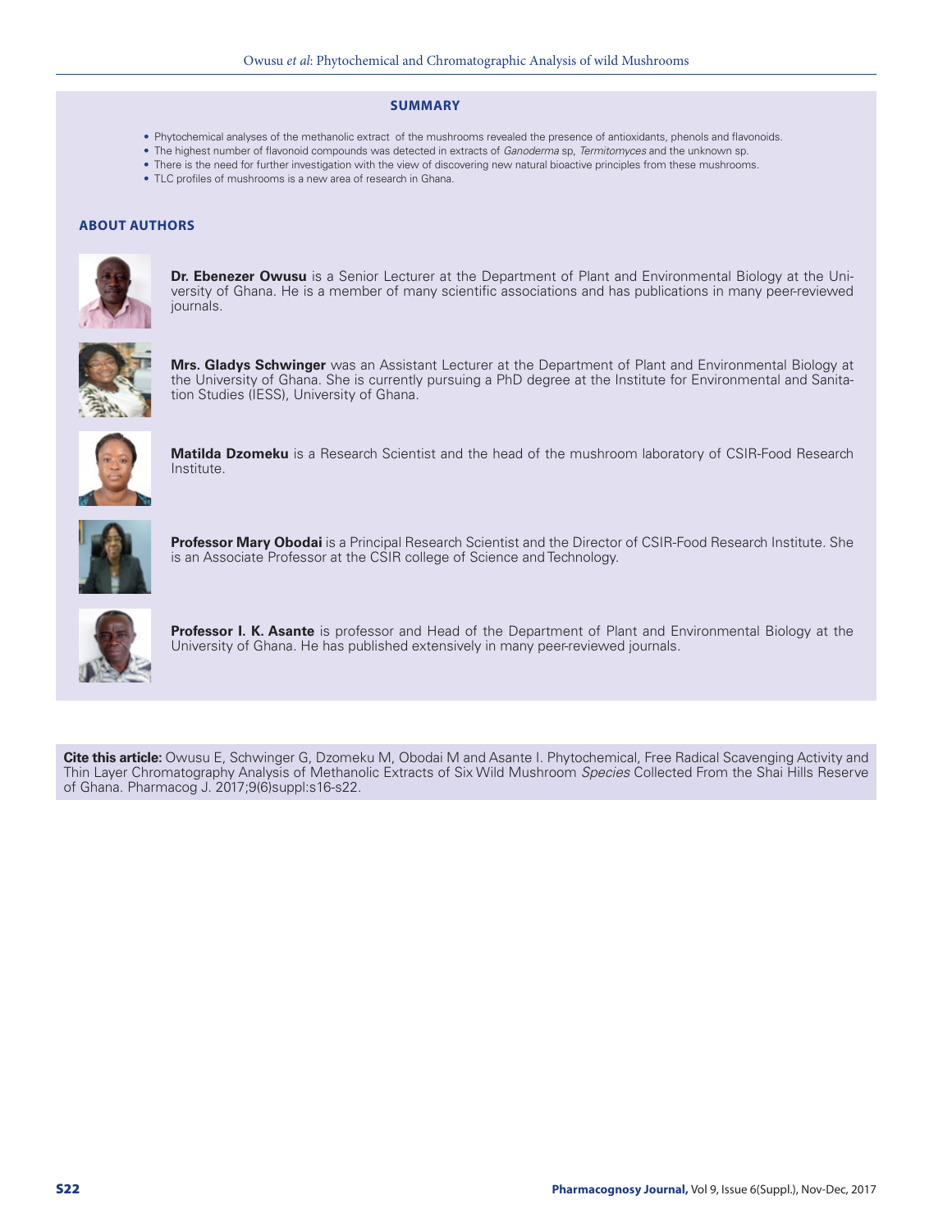## SUMMARY

- Phytochemical analyses of the methanolic extract of the mushrooms revealed the presence of antioxidants, phenols and flavonoids.
- The highest number of flavonoid compounds was detected in extracts of *Ganoderma* sp, *Termitomyces* and the unknown sp.
- There is the need for further investigation with the view of discovering new natural bioactive principles from these mushrooms.
- TLC profiles of mushrooms is a new area of research in Ghana.

## ABOUT AUTHORS

**Dr. Ebenezer Owusu** is a Senior Lecturer at the Department of Plant and Environmental Biology at the University of Ghana. He is a member of many scientific associations and has publications in many peer-reviewed journals.

**Mrs. Gladys Schwinger** was an Assistant Lecturer at the Department of Plant and Environmental Biology at the University of Ghana. She is currently pursuing a PhD degree at the Institute for Environmental and Sanitation Studies (IESS), University of Ghana.

**Matilda Dzomeku** is a Research Scientist and the head of the mushroom laboratory of CSIR-Food Research Institute.

**Professor Mary Obodai** is a Principal Research Scientist and the Director of CSIR-Food Research Institute. She is an Associate Professor at the CSIR college of Science and Technology.

**Professor I. K. Asante** is professor and Head of the Department of Plant and Environmental Biology at the University of Ghana. He has published extensively in many peer-reviewed journals.

**Cite this article:** Owusu E, Schwinger G, Dzomeku M, Obodai M and Asante I. Phytochemical, Free Radical Scavenging Activity and Thin Layer Chromatography Analysis of Methanolic Extracts of Six Wild Mushroom *Species* Collected From the Shai Hills Reserve of Ghana. Pharmacog J. 2017;9(6)suppl:s16-s22.